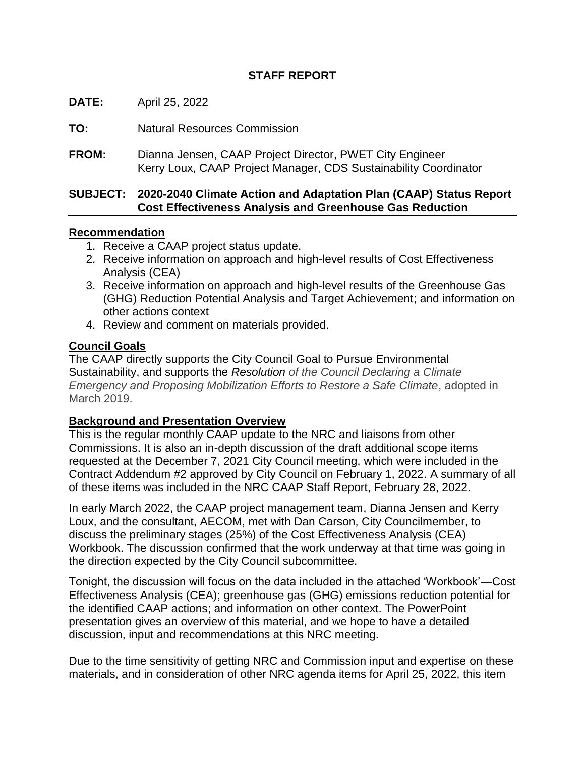## STAFF REPORT

**DATE:** April 25, 2022

**TO:** Natural Resources Commission

**FROM:** Dianna Jensen, CAAP Project Director, PWET City Engineer
Kerry Loux, CAAP Project Manager, CDS Sustainability Coordinator

**SUBJECT: 2020-2040 Climate Action and Adaptation Plan (CAAP) Status Report Cost Effectiveness Analysis and Greenhouse Gas Reduction**

### Recommendation

1. Receive a CAAP project status update.
2. Receive information on approach and high-level results of Cost Effectiveness Analysis (CEA)
3. Receive information on approach and high-level results of the Greenhouse Gas (GHG) Reduction Potential Analysis and Target Achievement; and information on other actions context
4. Review and comment on materials provided.

### Council Goals

The CAAP directly supports the City Council Goal to Pursue Environmental Sustainability, and supports the *Resolution of the Council Declaring a Climate Emergency and Proposing Mobilization Efforts to Restore a Safe Climate*, adopted in March 2019.

### Background and Presentation Overview

This is the regular monthly CAAP update to the NRC and liaisons from other Commissions. It is also an in-depth discussion of the draft additional scope items requested at the December 7, 2021 City Council meeting, which were included in the Contract Addendum #2 approved by City Council on February 1, 2022. A summary of all of these items was included in the NRC CAAP Staff Report, February 28, 2022.

In early March 2022, the CAAP project management team, Dianna Jensen and Kerry Loux, and the consultant, AECOM, met with Dan Carson, City Councilmember, to discuss the preliminary stages (25%) of the Cost Effectiveness Analysis (CEA) Workbook. The discussion confirmed that the work underway at that time was going in the direction expected by the City Council subcommittee.

Tonight, the discussion will focus on the data included in the attached 'Workbook'—Cost Effectiveness Analysis (CEA); greenhouse gas (GHG) emissions reduction potential for the identified CAAP actions; and information on other context. The PowerPoint presentation gives an overview of this material, and we hope to have a detailed discussion, input and recommendations at this NRC meeting.

Due to the time sensitivity of getting NRC and Commission input and expertise on these materials, and in consideration of other NRC agenda items for April 25, 2022, this item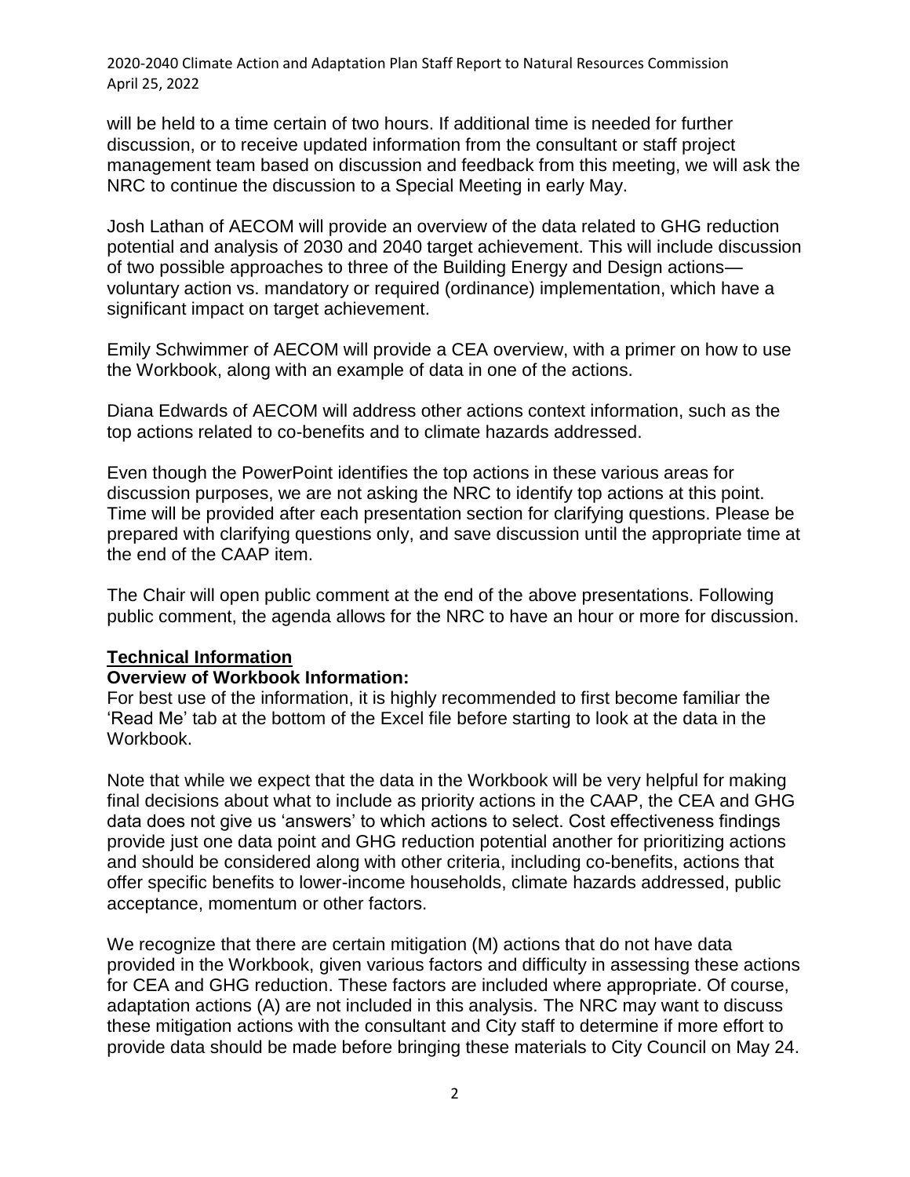will be held to a time certain of two hours. If additional time is needed for further discussion, or to receive updated information from the consultant or staff project management team based on discussion and feedback from this meeting, we will ask the NRC to continue the discussion to a Special Meeting in early May.

Josh Lathan of AECOM will provide an overview of the data related to GHG reduction potential and analysis of 2030 and 2040 target achievement. This will include discussion of two possible approaches to three of the Building Energy and Design actions—voluntary action vs. mandatory or required (ordinance) implementation, which have a significant impact on target achievement.

Emily Schwimmer of AECOM will provide a CEA overview, with a primer on how to use the Workbook, along with an example of data in one of the actions.

Diana Edwards of AECOM will address other actions context information, such as the top actions related to co-benefits and to climate hazards addressed.

Even though the PowerPoint identifies the top actions in these various areas for discussion purposes, we are not asking the NRC to identify top actions at this point. Time will be provided after each presentation section for clarifying questions. Please be prepared with clarifying questions only, and save discussion until the appropriate time at the end of the CAAP item.

The Chair will open public comment at the end of the above presentations. Following public comment, the agenda allows for the NRC to have an hour or more for discussion.

## Technical Information

**Overview of Workbook Information:**

For best use of the information, it is highly recommended to first become familiar the 'Read Me' tab at the bottom of the Excel file before starting to look at the data in the Workbook.

Note that while we expect that the data in the Workbook will be very helpful for making final decisions about what to include as priority actions in the CAAP, the CEA and GHG data does not give us 'answers' to which actions to select. Cost effectiveness findings provide just one data point and GHG reduction potential another for prioritizing actions and should be considered along with other criteria, including co-benefits, actions that offer specific benefits to lower-income households, climate hazards addressed, public acceptance, momentum or other factors.

We recognize that there are certain mitigation (M) actions that do not have data provided in the Workbook, given various factors and difficulty in assessing these actions for CEA and GHG reduction. These factors are included where appropriate. Of course, adaptation actions (A) are not included in this analysis. The NRC may want to discuss these mitigation actions with the consultant and City staff to determine if more effort to provide data should be made before bringing these materials to City Council on May 24.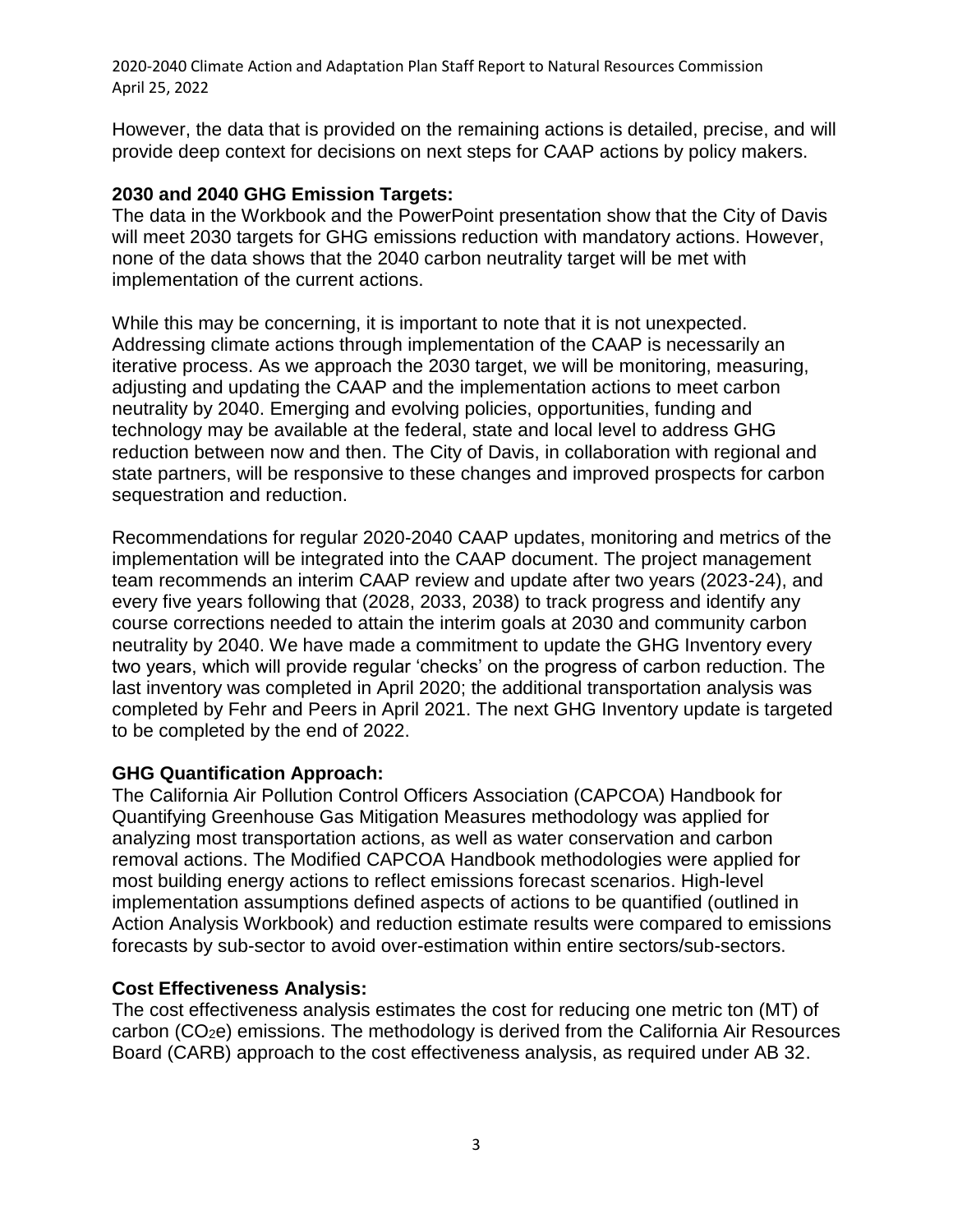However, the data that is provided on the remaining actions is detailed, precise, and will provide deep context for decisions on next steps for CAAP actions by policy makers.

**2030 and 2040 GHG Emission Targets:**
The data in the Workbook and the PowerPoint presentation show that the City of Davis will meet 2030 targets for GHG emissions reduction with mandatory actions. However, none of the data shows that the 2040 carbon neutrality target will be met with implementation of the current actions.

While this may be concerning, it is important to note that it is not unexpected. Addressing climate actions through implementation of the CAAP is necessarily an iterative process. As we approach the 2030 target, we will be monitoring, measuring, adjusting and updating the CAAP and the implementation actions to meet carbon neutrality by 2040. Emerging and evolving policies, opportunities, funding and technology may be available at the federal, state and local level to address GHG reduction between now and then. The City of Davis, in collaboration with regional and state partners, will be responsive to these changes and improved prospects for carbon sequestration and reduction.

Recommendations for regular 2020-2040 CAAP updates, monitoring and metrics of the implementation will be integrated into the CAAP document. The project management team recommends an interim CAAP review and update after two years (2023-24), and every five years following that (2028, 2033, 2038) to track progress and identify any course corrections needed to attain the interim goals at 2030 and community carbon neutrality by 2040. We have made a commitment to update the GHG Inventory every two years, which will provide regular 'checks' on the progress of carbon reduction. The last inventory was completed in April 2020; the additional transportation analysis was completed by Fehr and Peers in April 2021. The next GHG Inventory update is targeted to be completed by the end of 2022.

**GHG Quantification Approach:**
The California Air Pollution Control Officers Association (CAPCOA) Handbook for Quantifying Greenhouse Gas Mitigation Measures methodology was applied for analyzing most transportation actions, as well as water conservation and carbon removal actions. The Modified CAPCOA Handbook methodologies were applied for most building energy actions to reflect emissions forecast scenarios. High-level implementation assumptions defined aspects of actions to be quantified (outlined in Action Analysis Workbook) and reduction estimate results were compared to emissions forecasts by sub-sector to avoid over-estimation within entire sectors/sub-sectors.

**Cost Effectiveness Analysis:**
The cost effectiveness analysis estimates the cost for reducing one metric ton (MT) of carbon ($CO_2e$) emissions. The methodology is derived from the California Air Resources Board (CARB) approach to the cost effectiveness analysis, as required under AB 32.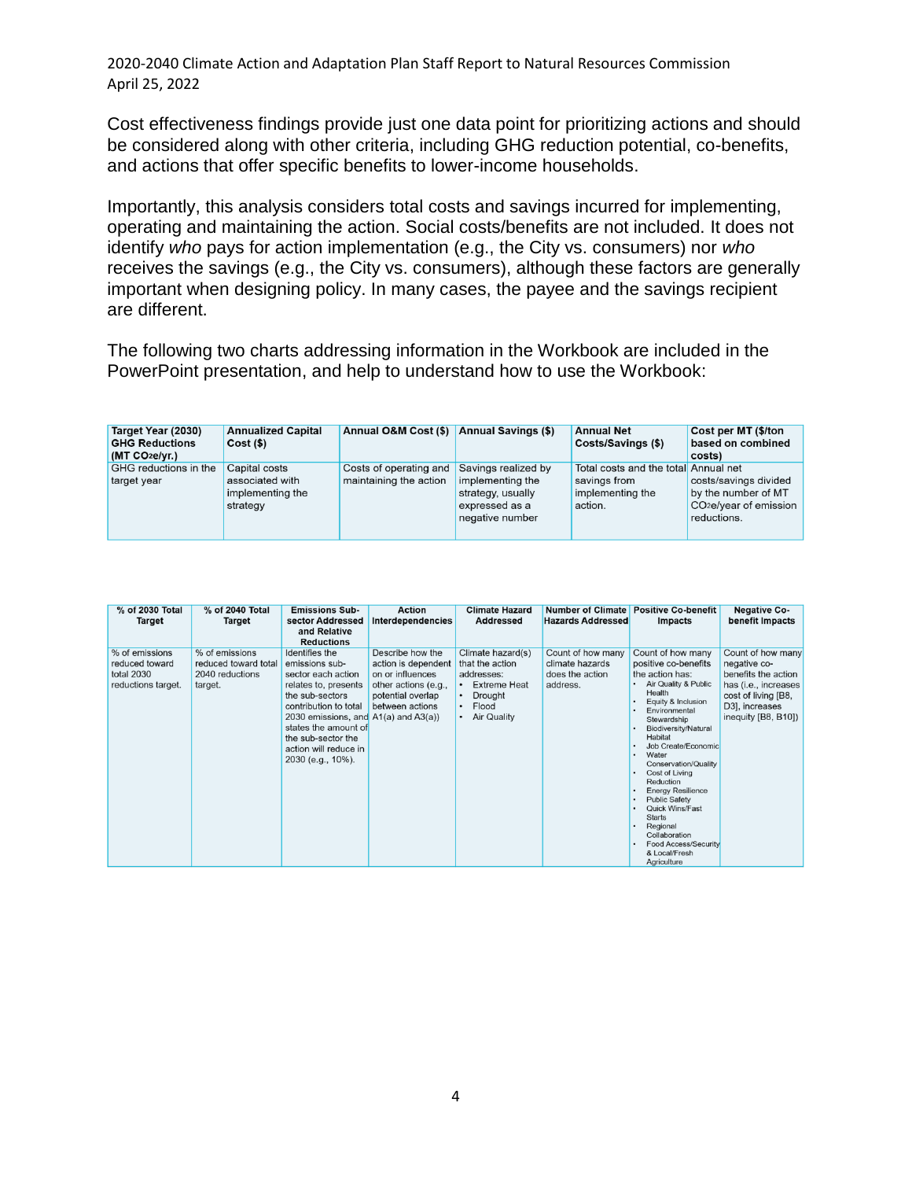Cost effectiveness findings provide just one data point for prioritizing actions and should be considered along with other criteria, including GHG reduction potential, co-benefits, and actions that offer specific benefits to lower-income households.

Importantly, this analysis considers total costs and savings incurred for implementing, operating and maintaining the action. Social costs/benefits are not included. It does not identify *who* pays for action implementation (e.g., the City vs. consumers) nor *who* receives the savings (e.g., the City vs. consumers), although these factors are generally important when designing policy. In many cases, the payee and the savings recipient are different.

The following two charts addressing information in the Workbook are included in the PowerPoint presentation, and help to understand how to use the Workbook:

| Target Year (2030) GHG Reductions (MT $CO_2$e/yr.) | Annualized Capital Cost ($) | Annual O&M Cost ($) | Annual Savings ($) | Annual Net Costs/Savings ($) | Cost per MT ($/ton based on combined costs) |
|---|---|---|---|---|---|
| GHG reductions in the target year | Capital costs associated with implementing the strategy | Costs of operating and maintaining the action | Savings realized by implementing the strategy, usually expressed as a negative number | Total costs and the total savings from implementing the action. | Annual net costs/savings divided by the number of MT $CO_2$e/year of emission reductions. |

| % of 2030 Total Target | % of 2040 Total Target | Emissions Sub-sector Addressed and Relative Reductions | Action Interdependencies | Climate Hazard Addressed | Number of Climate Hazards Addressed | Positive Co-benefit Impacts | Negative Co-benefit Impacts |
|---|---|---|---|---|---|---|---|
| % of emissions reduced toward total 2030 reductions target. | % of emissions reduced toward total 2040 reductions target. | Identifies the emissions sub-sector each action relates to, presents the sub-sectors contribution to total 2030 emissions, and states the amount of the sub-sector the action will reduce in 2030 (e.g., 10%). | Describe how the action is dependent on or influences other actions (e.g., potential overlap between actions A1(a) and A3(a)) | Climate hazard(s) that the action addresses: • Extreme Heat • Drought • Flood • Air Quality | Count of how many climate hazards does the action address. | Count of how many positive co-benefits the action has: • Air Quality & Public Health • Equity & Inclusion • Environmental Stewardship • Biodiversity/Natural Habitat • Job Create/Economic • Water Conservation/Quality • Cost of Living Reduction • Energy Resilience • Public Safety • Quick Wins/Fast Starts • Regional Collaboration • Food Access/Security & Local/Fresh Agriculture | Count of how many negative co-benefits the action has (i.e., increases cost of living [B8, D3], increases inequity [B8, B10]) |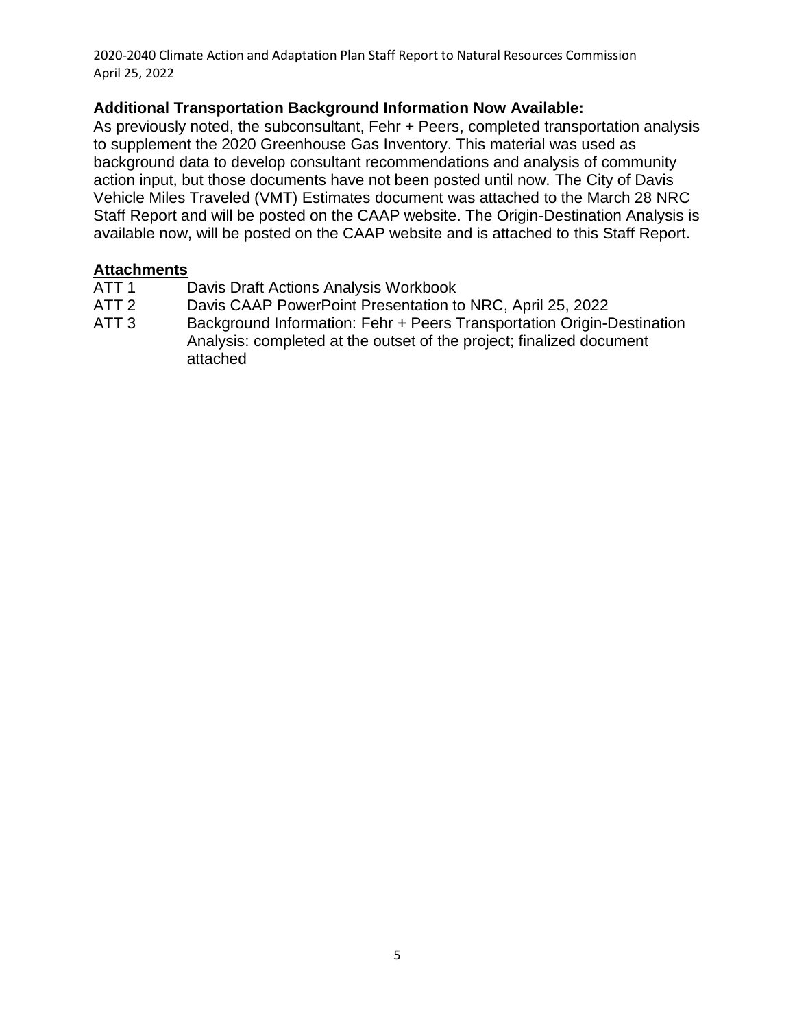**Additional Transportation Background Information Now Available:**

As previously noted, the subconsultant, Fehr + Peers, completed transportation analysis to supplement the 2020 Greenhouse Gas Inventory. This material was used as background data to develop consultant recommendations and analysis of community action input, but those documents have not been posted until now. The City of Davis Vehicle Miles Traveled (VMT) Estimates document was attached to the March 28 NRC Staff Report and will be posted on the CAAP website. The Origin-Destination Analysis is available now, will be posted on the CAAP website and is attached to this Staff Report.

**Attachments**

| | |
|---|---|
| ATT 1 | Davis Draft Actions Analysis Workbook |
| ATT 2 | Davis CAAP PowerPoint Presentation to NRC, April 25, 2022 |
| ATT 3 | Background Information: Fehr + Peers Transportation Origin-Destination Analysis: completed at the outset of the project; finalized document attached |